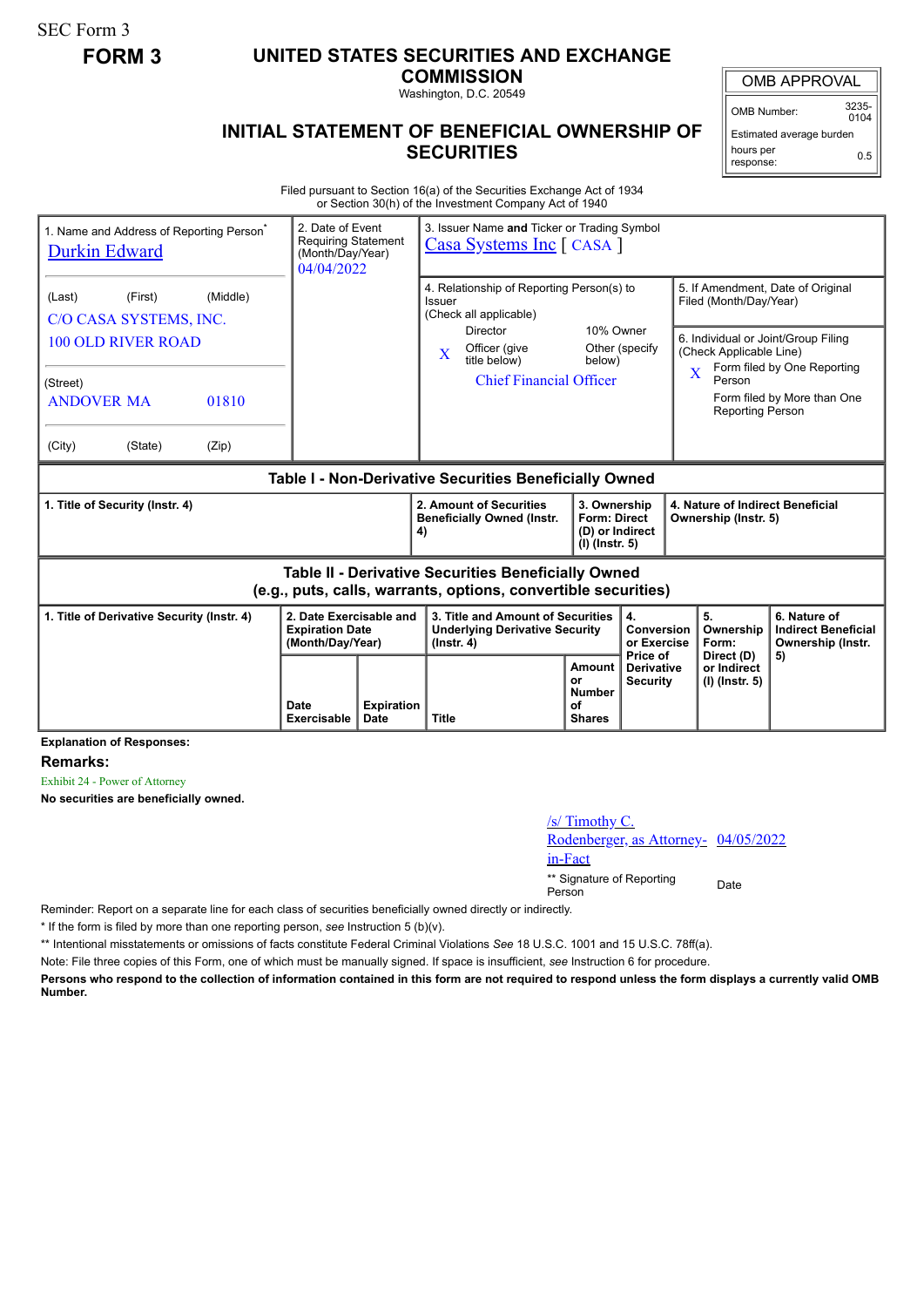SEC Form 3

**FORM 3**

# UNITED STATES SECURITIES AND EXCHANGE COMMISSION

Washington, D.C. 20549

## INITIAL STATEMENT OF BENEFICIAL OWNERSHIP OF SECURITIES

| OMB APPROVAL | |
|---|---|
| OMB Number: | 3235-0104 |
| Estimated average burden hours per response: | 0.5 |

Filed pursuant to Section 16(a) of the Securities Exchange Act of 1934 or Section 30(h) of the Investment Company Act of 1940

| 1. Name and Address of Reporting Person* | 2. Date of Event Requiring Statement (Month/Day/Year) | 3. Issuer Name and Ticker or Trading Symbol |
|---|---|---|
| Durkin Edward | 04/04/2022 | Casa Systems Inc [ CASA ] |
| (Last) (First) (Middle) C/O CASA SYSTEMS, INC. 100 OLD RIVER ROAD | | 4. Relationship of Reporting Person(s) to Issuer (Check all applicable): Director; 10% Owner; X Officer (give title below); Other (specify below) — Chief Financial Officer |
| (Street) ANDOVER MA 01810 | | 5. If Amendment, Date of Original Filed (Month/Day/Year) |
| (City) (State) (Zip) | | 6. Individual or Joint/Group Filing (Check Applicable Line): X Form filed by One Reporting Person; Form filed by More than One Reporting Person |

**Table I - Non-Derivative Securities Beneficially Owned**

| 1. Title of Security (Instr. 4) | 2. Amount of Securities Beneficially Owned (Instr. 4) | 3. Ownership Form: Direct (D) or Indirect (I) (Instr. 5) | 4. Nature of Indirect Beneficial Ownership (Instr. 5) |
|---|---|---|---|

**Table II - Derivative Securities Beneficially Owned (e.g., puts, calls, warrants, options, convertible securities)**

| 1. Title of Derivative Security (Instr. 4) | 2. Date Exercisable and Expiration Date (Month/Day/Year) | | 3. Title and Amount of Securities Underlying Derivative Security (Instr. 4) | | 4. Conversion or Exercise Price of Derivative Security | 5. Ownership Form: Direct (D) or Indirect (I) (Instr. 5) | 6. Nature of Indirect Beneficial Ownership (Instr. 5) |
|---|---|---|---|---|---|---|---|
| | Date Exercisable | Expiration Date | Title | Amount or Number of Shares | | | |

**Explanation of Responses:**

**Remarks:**

Exhibit 24 - Power of Attorney

**No securities are beneficially owned.**

| /s/ Timothy C. Rodenberger, as Attorney-in-Fact | 04/05/2022 |
|---|---|
| ** Signature of Reporting Person | Date |

Reminder: Report on a separate line for each class of securities beneficially owned directly or indirectly.

* If the form is filed by more than one reporting person, *see* Instruction 5 (b)(v).

** Intentional misstatements or omissions of facts constitute Federal Criminal Violations *See* 18 U.S.C. 1001 and 15 U.S.C. 78ff(a).

Note: File three copies of this Form, one of which must be manually signed. If space is insufficient, *see* Instruction 6 for procedure.

**Persons who respond to the collection of information contained in this form are not required to respond unless the form displays a currently valid OMB Number.**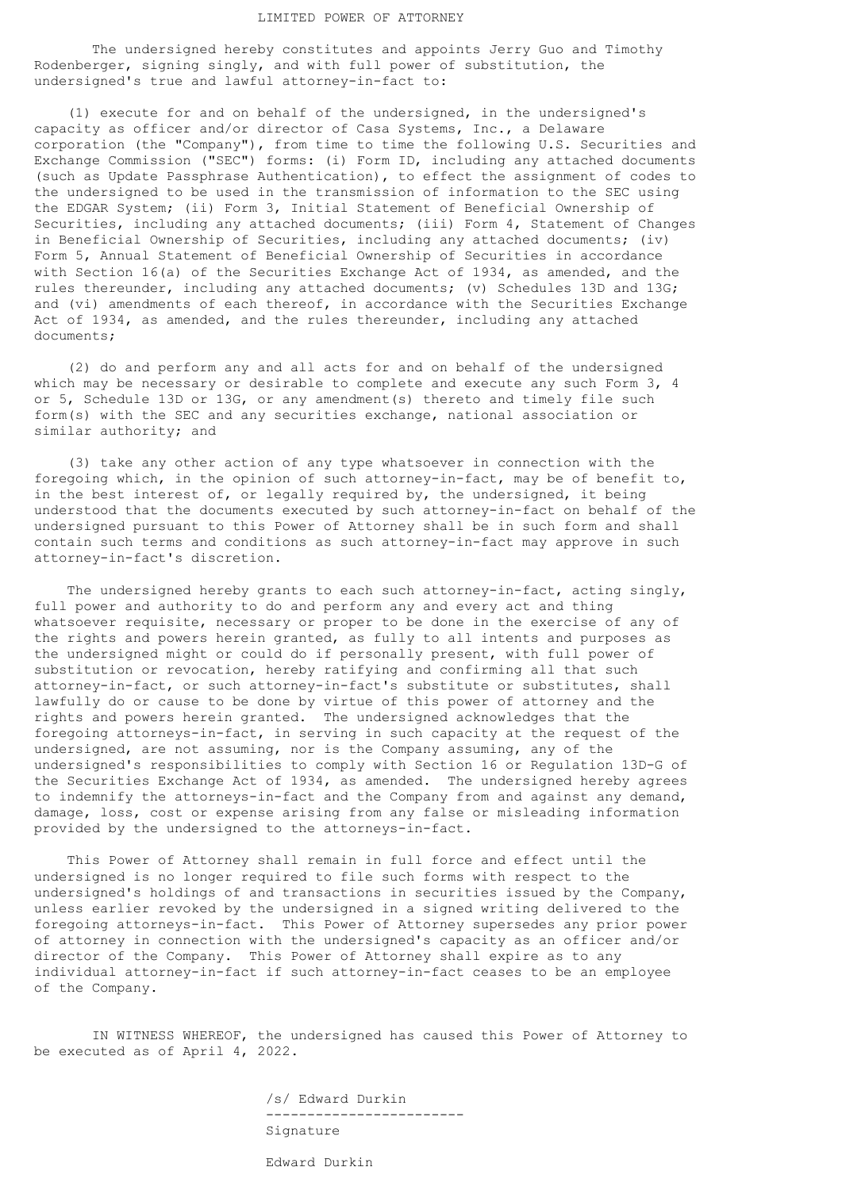# LIMITED POWER OF ATTORNEY

The undersigned hereby constitutes and appoints Jerry Guo and Timothy Rodenberger, signing singly, and with full power of substitution, the undersigned's true and lawful attorney-in-fact to:

(1) execute for and on behalf of the undersigned, in the undersigned's capacity as officer and/or director of Casa Systems, Inc., a Delaware corporation (the "Company"), from time to time the following U.S. Securities and Exchange Commission ("SEC") forms: (i) Form ID, including any attached documents (such as Update Passphrase Authentication), to effect the assignment of codes to the undersigned to be used in the transmission of information to the SEC using the EDGAR System; (ii) Form 3, Initial Statement of Beneficial Ownership of Securities, including any attached documents; (iii) Form 4, Statement of Changes in Beneficial Ownership of Securities, including any attached documents; (iv) Form 5, Annual Statement of Beneficial Ownership of Securities in accordance with Section 16(a) of the Securities Exchange Act of 1934, as amended, and the rules thereunder, including any attached documents; (v) Schedules 13D and 13G; and (vi) amendments of each thereof, in accordance with the Securities Exchange Act of 1934, as amended, and the rules thereunder, including any attached documents;

(2) do and perform any and all acts for and on behalf of the undersigned which may be necessary or desirable to complete and execute any such Form 3, 4 or 5, Schedule 13D or 13G, or any amendment(s) thereto and timely file such form(s) with the SEC and any securities exchange, national association or similar authority; and

(3) take any other action of any type whatsoever in connection with the foregoing which, in the opinion of such attorney-in-fact, may be of benefit to, in the best interest of, or legally required by, the undersigned, it being understood that the documents executed by such attorney-in-fact on behalf of the undersigned pursuant to this Power of Attorney shall be in such form and shall contain such terms and conditions as such attorney-in-fact may approve in such attorney-in-fact's discretion.

The undersigned hereby grants to each such attorney-in-fact, acting singly, full power and authority to do and perform any and every act and thing whatsoever requisite, necessary or proper to be done in the exercise of any of the rights and powers herein granted, as fully to all intents and purposes as the undersigned might or could do if personally present, with full power of substitution or revocation, hereby ratifying and confirming all that such attorney-in-fact, or such attorney-in-fact's substitute or substitutes, shall lawfully do or cause to be done by virtue of this power of attorney and the rights and powers herein granted. The undersigned acknowledges that the foregoing attorneys-in-fact, in serving in such capacity at the request of the undersigned, are not assuming, nor is the Company assuming, any of the undersigned's responsibilities to comply with Section 16 or Regulation 13D-G of the Securities Exchange Act of 1934, as amended. The undersigned hereby agrees to indemnify the attorneys-in-fact and the Company from and against any demand, damage, loss, cost or expense arising from any false or misleading information provided by the undersigned to the attorneys-in-fact.

This Power of Attorney shall remain in full force and effect until the undersigned is no longer required to file such forms with respect to the undersigned's holdings of and transactions in securities issued by the Company, unless earlier revoked by the undersigned in a signed writing delivered to the foregoing attorneys-in-fact. This Power of Attorney supersedes any prior power of attorney in connection with the undersigned's capacity as an officer and/or director of the Company. This Power of Attorney shall expire as to any individual attorney-in-fact if such attorney-in-fact ceases to be an employee of the Company.

IN WITNESS WHEREOF, the undersigned has caused this Power of Attorney to be executed as of April 4, 2022.

/s/ Edward Durkin
------------------------
Signature

Edward Durkin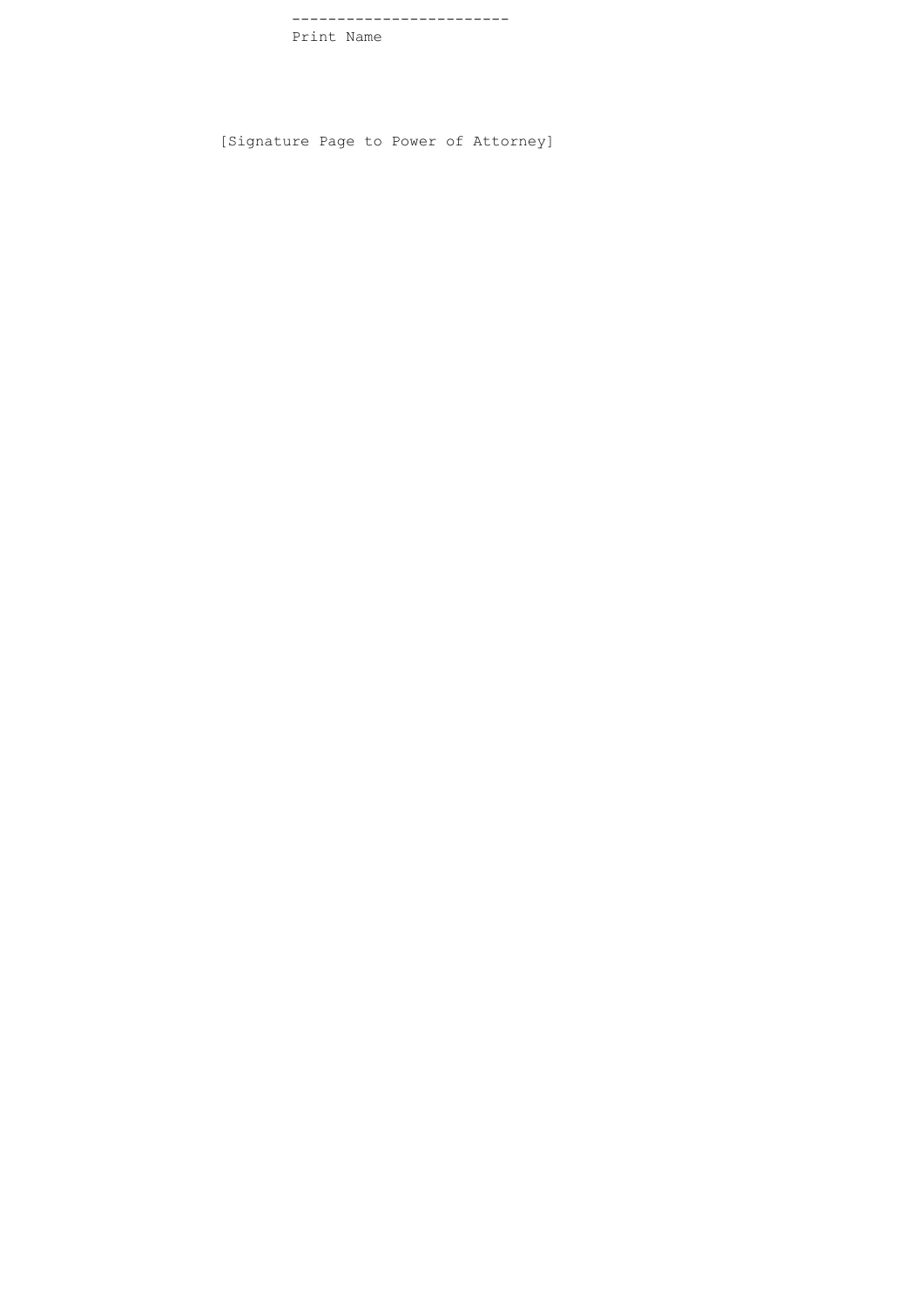------------------------
Print Name

[Signature Page to Power of Attorney]